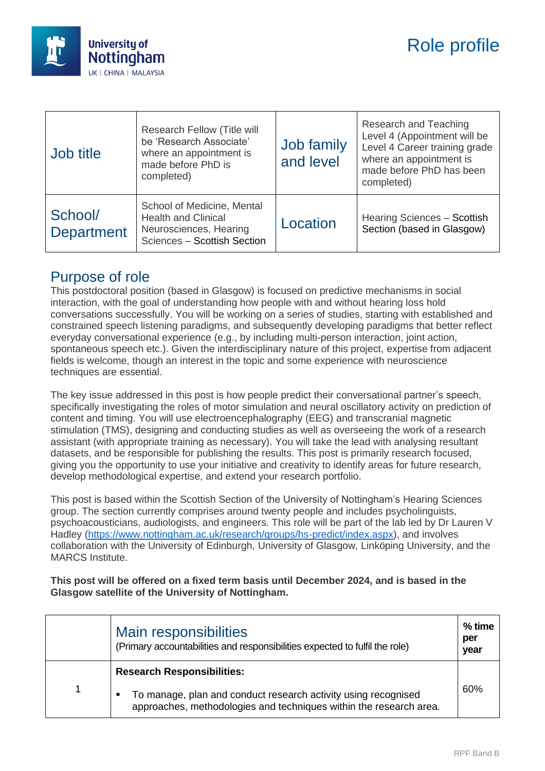# Role profile

| Job title | Research Fellow (Title will be 'Research Associate' where an appointment is made before PhD is completed) | Job family and level | Research and Teaching Level 4 (Appointment will be Level 4 Career training grade where an appointment is made before PhD has been completed) |
|---|---|---|---|
| School/ Department | School of Medicine, Mental Health and Clinical Neurosciences, Hearing Sciences – Scottish Section | Location | Hearing Sciences – Scottish Section (based in Glasgow) |

## Purpose of role

This postdoctoral position (based in Glasgow) is focused on predictive mechanisms in social interaction, with the goal of understanding how people with and without hearing loss hold conversations successfully. You will be working on a series of studies, starting with established and constrained speech listening paradigms, and subsequently developing paradigms that better reflect everyday conversational experience (e.g., by including multi-person interaction, joint action, spontaneous speech etc.). Given the interdisciplinary nature of this project, expertise from adjacent fields is welcome, though an interest in the topic and some experience with neuroscience techniques are essential.

The key issue addressed in this post is how people predict their conversational partner's speech, specifically investigating the roles of motor simulation and neural oscillatory activity on prediction of content and timing. You will use electroencephalography (EEG) and transcranial magnetic stimulation (TMS), designing and conducting studies as well as overseeing the work of a research assistant (with appropriate training as necessary). You will take the lead with analysing resultant datasets, and be responsible for publishing the results. This post is primarily research focused, giving you the opportunity to use your initiative and creativity to identify areas for future research, develop methodological expertise, and extend your research portfolio.

This post is based within the Scottish Section of the University of Nottingham's Hearing Sciences group. The section currently comprises around twenty people and includes psycholinguists, psychoacousticians, audiologists, and engineers. This role will be part of the lab led by Dr Lauren V Hadley (https://www.nottingham.ac.uk/research/groups/hs-predict/index.aspx), and involves collaboration with the University of Edinburgh, University of Glasgow, Linköping University, and the MARCS Institute.

**This post will be offered on a fixed term basis until December 2024, and is based in the Glasgow satellite of the University of Nottingham.**

| | Main responsibilities (Primary accountabilities and responsibilities expected to fulfil the role) | % time per year |
|---|---|---|
| 1 | **Research Responsibilities:**<br>▪ To manage, plan and conduct research activity using recognised approaches, methodologies and techniques within the research area. | 60% |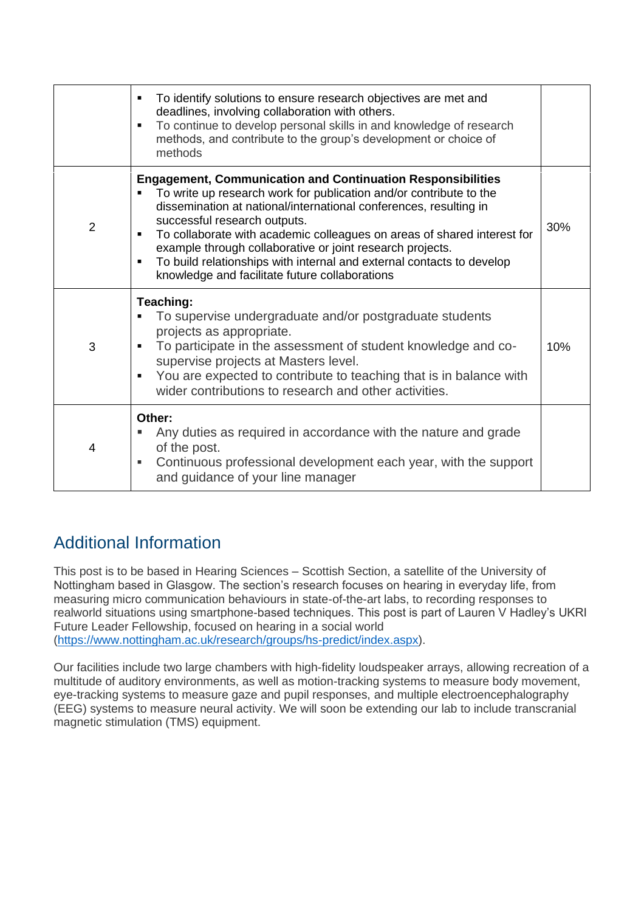| | | |
|---|---|---|
| | ▪ To identify solutions to ensure research objectives are met and deadlines, involving collaboration with others.<br>▪ To continue to develop personal skills in and knowledge of research methods, and contribute to the group's development or choice of methods | |
| 2 | **Engagement, Communication and Continuation Responsibilities**<br>▪ To write up research work for publication and/or contribute to the dissemination at national/international conferences, resulting in successful research outputs.<br>▪ To collaborate with academic colleagues on areas of shared interest for example through collaborative or joint research projects.<br>▪ To build relationships with internal and external contacts to develop knowledge and facilitate future collaborations | 30% |
| 3 | **Teaching:**<br>▪ To supervise undergraduate and/or postgraduate students projects as appropriate.<br>▪ To participate in the assessment of student knowledge and co-supervise projects at Masters level.<br>▪ You are expected to contribute to teaching that is in balance with wider contributions to research and other activities. | 10% |
| 4 | **Other:**<br>▪ Any duties as required in accordance with the nature and grade of the post.<br>▪ Continuous professional development each year, with the support and guidance of your line manager | |

## Additional Information

This post is to be based in Hearing Sciences – Scottish Section, a satellite of the University of Nottingham based in Glasgow. The section's research focuses on hearing in everyday life, from measuring micro communication behaviours in state-of-the-art labs, to recording responses to realworld situations using smartphone-based techniques. This post is part of Lauren V Hadley's UKRI Future Leader Fellowship, focused on hearing in a social world (https://www.nottingham.ac.uk/research/groups/hs-predict/index.aspx).

Our facilities include two large chambers with high-fidelity loudspeaker arrays, allowing recreation of a multitude of auditory environments, as well as motion-tracking systems to measure body movement, eye-tracking systems to measure gaze and pupil responses, and multiple electroencephalography (EEG) systems to measure neural activity. We will soon be extending our lab to include transcranial magnetic stimulation (TMS) equipment.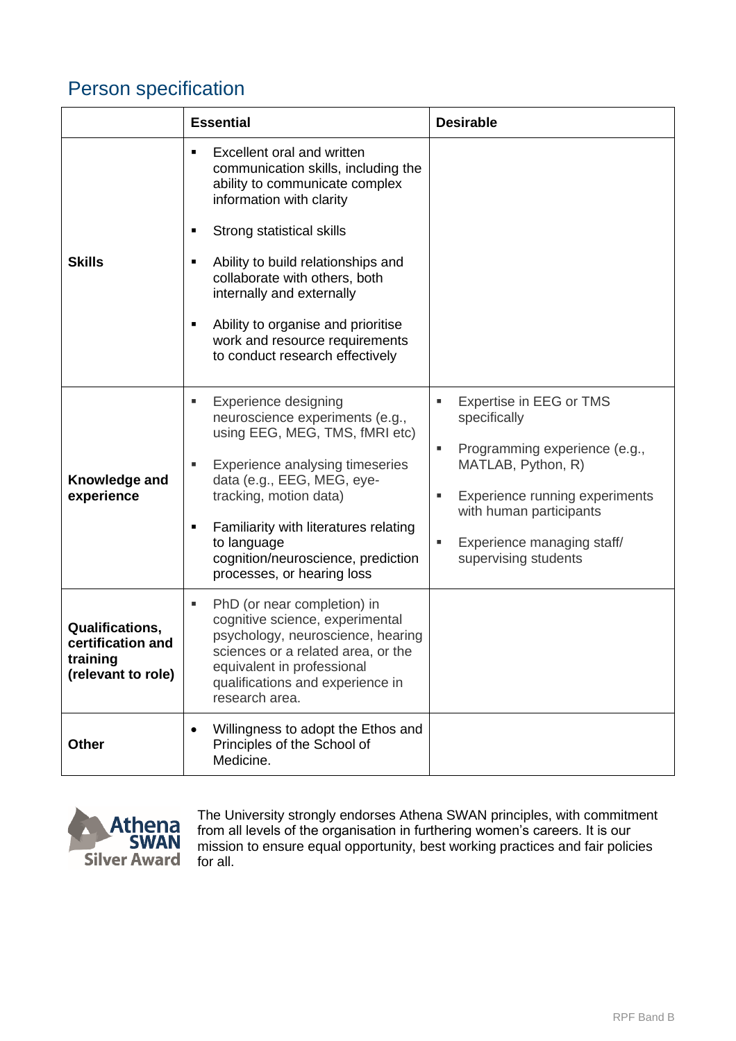## Person specification

| | Essential | Desirable |
|---|---|---|
| **Skills** | ▪ Excellent oral and written communication skills, including the ability to communicate complex information with clarity<br>▪ Strong statistical skills<br>▪ Ability to build relationships and collaborate with others, both internally and externally<br>▪ Ability to organise and prioritise work and resource requirements to conduct research effectively | |
| **Knowledge and experience** | ▪ Experience designing neuroscience experiments (e.g., using EEG, MEG, TMS, fMRI etc)<br>▪ Experience analysing timeseries data (e.g., EEG, MEG, eye-tracking, motion data)<br>▪ Familiarity with literatures relating to language cognition/neuroscience, prediction processes, or hearing loss | ▪ Expertise in EEG or TMS specifically<br>▪ Programming experience (e.g., MATLAB, Python, R)<br>▪ Experience running experiments with human participants<br>▪ Experience managing staff/ supervising students |
| **Qualifications, certification and training (relevant to role)** | ▪ PhD (or near completion) in cognitive science, experimental psychology, neuroscience, hearing sciences or a related area, or the equivalent in professional qualifications and experience in research area. | |
| **Other** | • Willingness to adopt the Ethos and Principles of the School of Medicine. | |

Athena SWAN Silver Award

The University strongly endorses Athena SWAN principles, with commitment from all levels of the organisation in furthering women's careers. It is our mission to ensure equal opportunity, best working practices and fair policies for all.

RPF Band B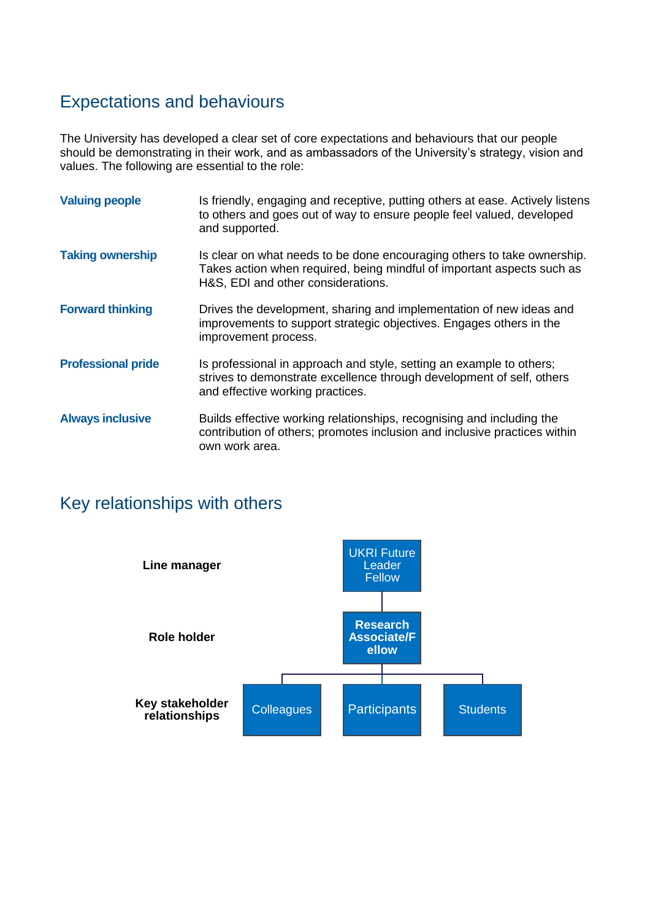## Expectations and behaviours

The University has developed a clear set of core expectations and behaviours that our people should be demonstrating in their work, and as ambassadors of the University's strategy, vision and values. The following are essential to the role:

| | |
|---|---|
| **Valuing people** | Is friendly, engaging and receptive, putting others at ease. Actively listens to others and goes out of way to ensure people feel valued, developed and supported. |
| **Taking ownership** | Is clear on what needs to be done encouraging others to take ownership. Takes action when required, being mindful of important aspects such as H&S, EDI and other considerations. |
| **Forward thinking** | Drives the development, sharing and implementation of new ideas and improvements to support strategic objectives. Engages others in the improvement process. |
| **Professional pride** | Is professional in approach and style, setting an example to others; strives to demonstrate excellence through development of self, others and effective working practices. |
| **Always inclusive** | Builds effective working relationships, recognising and including the contribution of others; promotes inclusion and inclusive practices within own work area. |

## Key relationships with others

**Line manager**

UKRI Future Leader Fellow

**Role holder**

**Research Associate/Fellow**

**Key stakeholder relationships**

Colleagues

Participants

Students